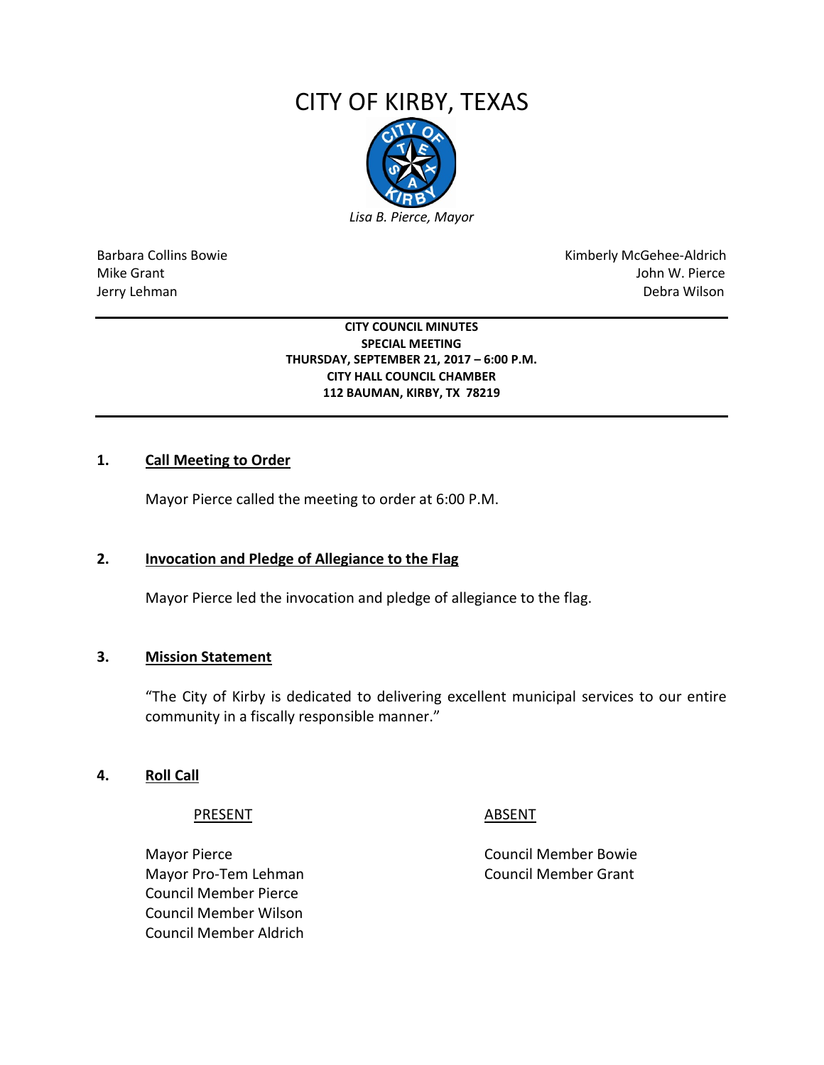# CITY OF KIRBY, TEXAS

*Lisa B. Pierce, Mayor*

| | |
|---|---|
| Barbara Collins Bowie | Kimberly McGehee-Aldrich |
| Mike Grant | John W. Pierce |
| Jerry Lehman | Debra Wilson |

**CITY COUNCIL MINUTES**
**SPECIAL MEETING**
**THURSDAY, SEPTEMBER 21, 2017 – 6:00 P.M.**
**CITY HALL COUNCIL CHAMBER**
**112 BAUMAN, KIRBY, TX 78219**

## 1. Call Meeting to Order

Mayor Pierce called the meeting to order at 6:00 P.M.

## 2. Invocation and Pledge of Allegiance to the Flag

Mayor Pierce led the invocation and pledge of allegiance to the flag.

## 3. Mission Statement

"The City of Kirby is dedicated to delivering excellent municipal services to our entire community in a fiscally responsible manner."

## 4. Roll Call

| PRESENT | ABSENT |
|---|---|
| Mayor Pierce | Council Member Bowie |
| Mayor Pro-Tem Lehman | Council Member Grant |
| Council Member Pierce | |
| Council Member Wilson | |
| Council Member Aldrich | |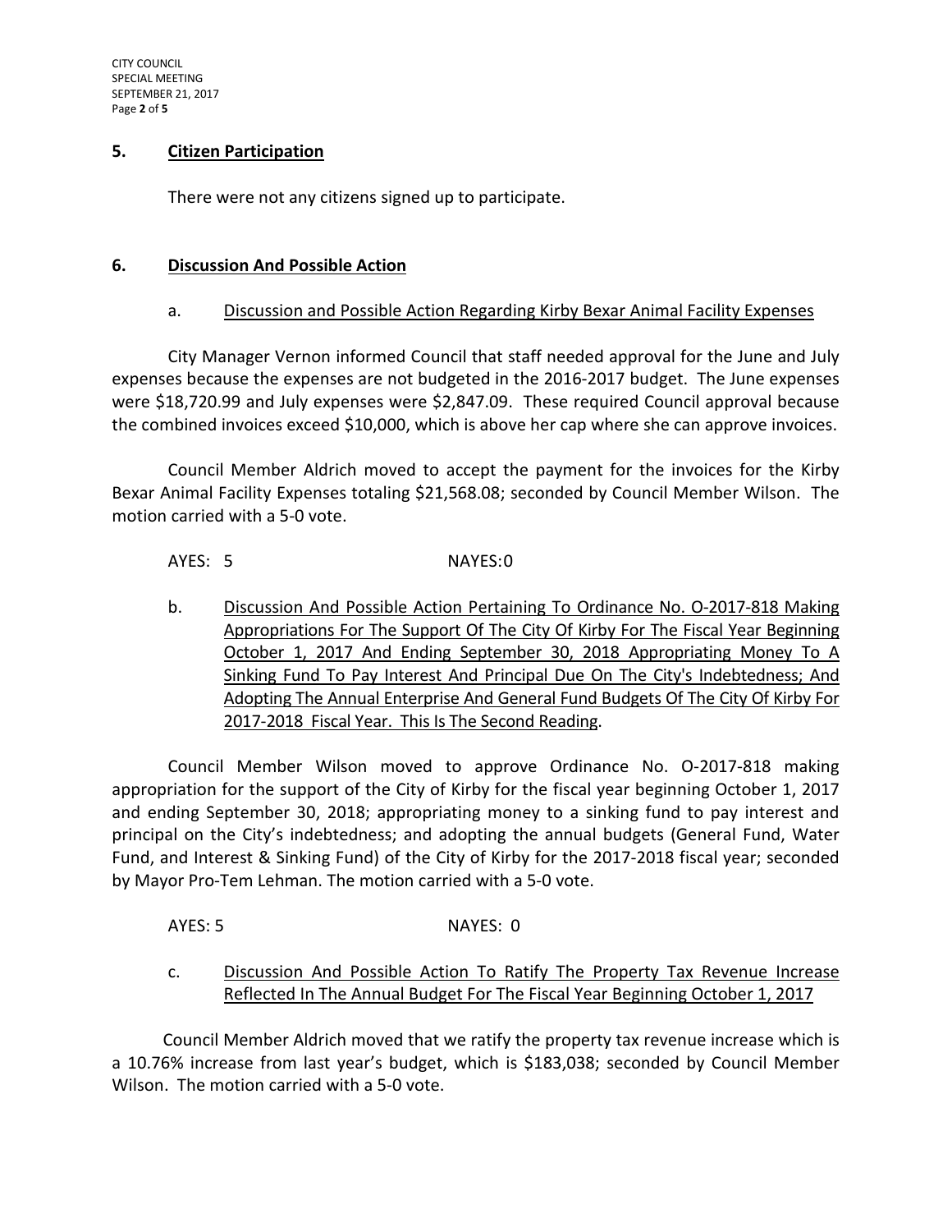## 5. Citizen Participation

There were not any citizens signed up to participate.

## 6. Discussion And Possible Action

### a. Discussion and Possible Action Regarding Kirby Bexar Animal Facility Expenses

City Manager Vernon informed Council that staff needed approval for the June and July expenses because the expenses are not budgeted in the 2016-2017 budget. The June expenses were $18,720.99 and July expenses were $2,847.09. These required Council approval because the combined invoices exceed $10,000, which is above her cap where she can approve invoices.

Council Member Aldrich moved to accept the payment for the invoices for the Kirby Bexar Animal Facility Expenses totaling $21,568.08; seconded by Council Member Wilson. The motion carried with a 5-0 vote.

AYES: 5 NAYES:0

### b. Discussion And Possible Action Pertaining To Ordinance No. O-2017-818 Making Appropriations For The Support Of The City Of Kirby For The Fiscal Year Beginning October 1, 2017 And Ending September 30, 2018 Appropriating Money To A Sinking Fund To Pay Interest And Principal Due On The City's Indebtedness; And Adopting The Annual Enterprise And General Fund Budgets Of The City Of Kirby For 2017-2018 Fiscal Year. This Is The Second Reading.

Council Member Wilson moved to approve Ordinance No. O-2017-818 making appropriation for the support of the City of Kirby for the fiscal year beginning October 1, 2017 and ending September 30, 2018; appropriating money to a sinking fund to pay interest and principal on the City's indebtedness; and adopting the annual budgets (General Fund, Water Fund, and Interest & Sinking Fund) of the City of Kirby for the 2017-2018 fiscal year; seconded by Mayor Pro-Tem Lehman. The motion carried with a 5-0 vote.

AYES: 5 NAYES: 0

### c. Discussion And Possible Action To Ratify The Property Tax Revenue Increase Reflected In The Annual Budget For The Fiscal Year Beginning October 1, 2017

Council Member Aldrich moved that we ratify the property tax revenue increase which is a 10.76% increase from last year's budget, which is $183,038; seconded by Council Member Wilson. The motion carried with a 5-0 vote.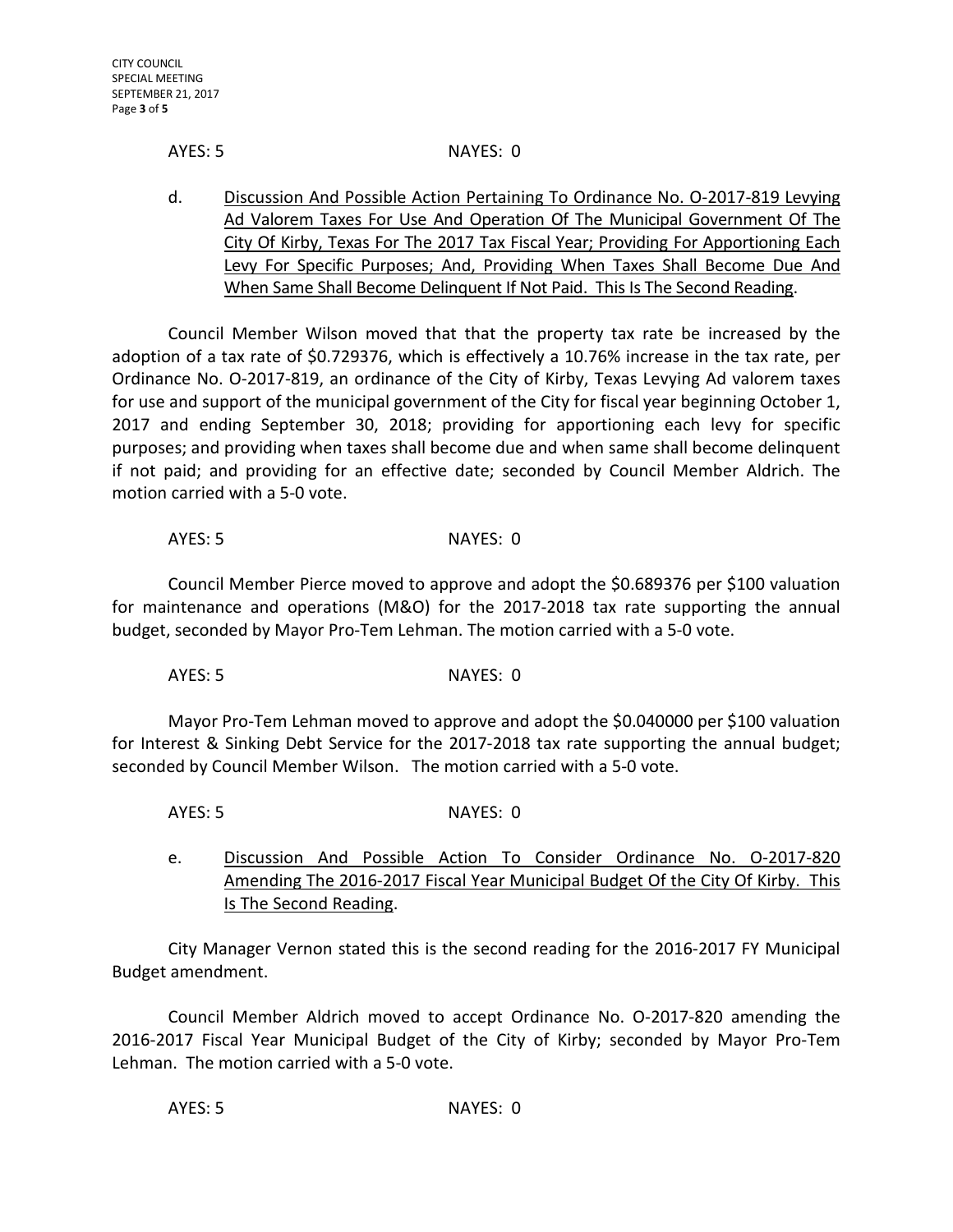AYES: 5 NAYES: 0

d. Discussion And Possible Action Pertaining To Ordinance No. O-2017-819 Levying Ad Valorem Taxes For Use And Operation Of The Municipal Government Of The City Of Kirby, Texas For The 2017 Tax Fiscal Year; Providing For Apportioning Each Levy For Specific Purposes; And, Providing When Taxes Shall Become Due And When Same Shall Become Delinquent If Not Paid. This Is The Second Reading.

Council Member Wilson moved that that the property tax rate be increased by the adoption of a tax rate of $0.729376, which is effectively a 10.76% increase in the tax rate, per Ordinance No. O-2017-819, an ordinance of the City of Kirby, Texas Levying Ad valorem taxes for use and support of the municipal government of the City for fiscal year beginning October 1, 2017 and ending September 30, 2018; providing for apportioning each levy for specific purposes; and providing when taxes shall become due and when same shall become delinquent if not paid; and providing for an effective date; seconded by Council Member Aldrich. The motion carried with a 5-0 vote.

AYES: 5 NAYES: 0

Council Member Pierce moved to approve and adopt the $0.689376 per $100 valuation for maintenance and operations (M&O) for the 2017-2018 tax rate supporting the annual budget, seconded by Mayor Pro-Tem Lehman. The motion carried with a 5-0 vote.

AYES: 5 NAYES: 0

Mayor Pro-Tem Lehman moved to approve and adopt the $0.040000 per $100 valuation for Interest & Sinking Debt Service for the 2017-2018 tax rate supporting the annual budget; seconded by Council Member Wilson. The motion carried with a 5-0 vote.

AYES: 5 NAYES: 0

e. Discussion And Possible Action To Consider Ordinance No. O-2017-820 Amending The 2016-2017 Fiscal Year Municipal Budget Of the City Of Kirby. This Is The Second Reading.

City Manager Vernon stated this is the second reading for the 2016-2017 FY Municipal Budget amendment.

Council Member Aldrich moved to accept Ordinance No. O-2017-820 amending the 2016-2017 Fiscal Year Municipal Budget of the City of Kirby; seconded by Mayor Pro-Tem Lehman. The motion carried with a 5-0 vote.

AYES: 5 NAYES: 0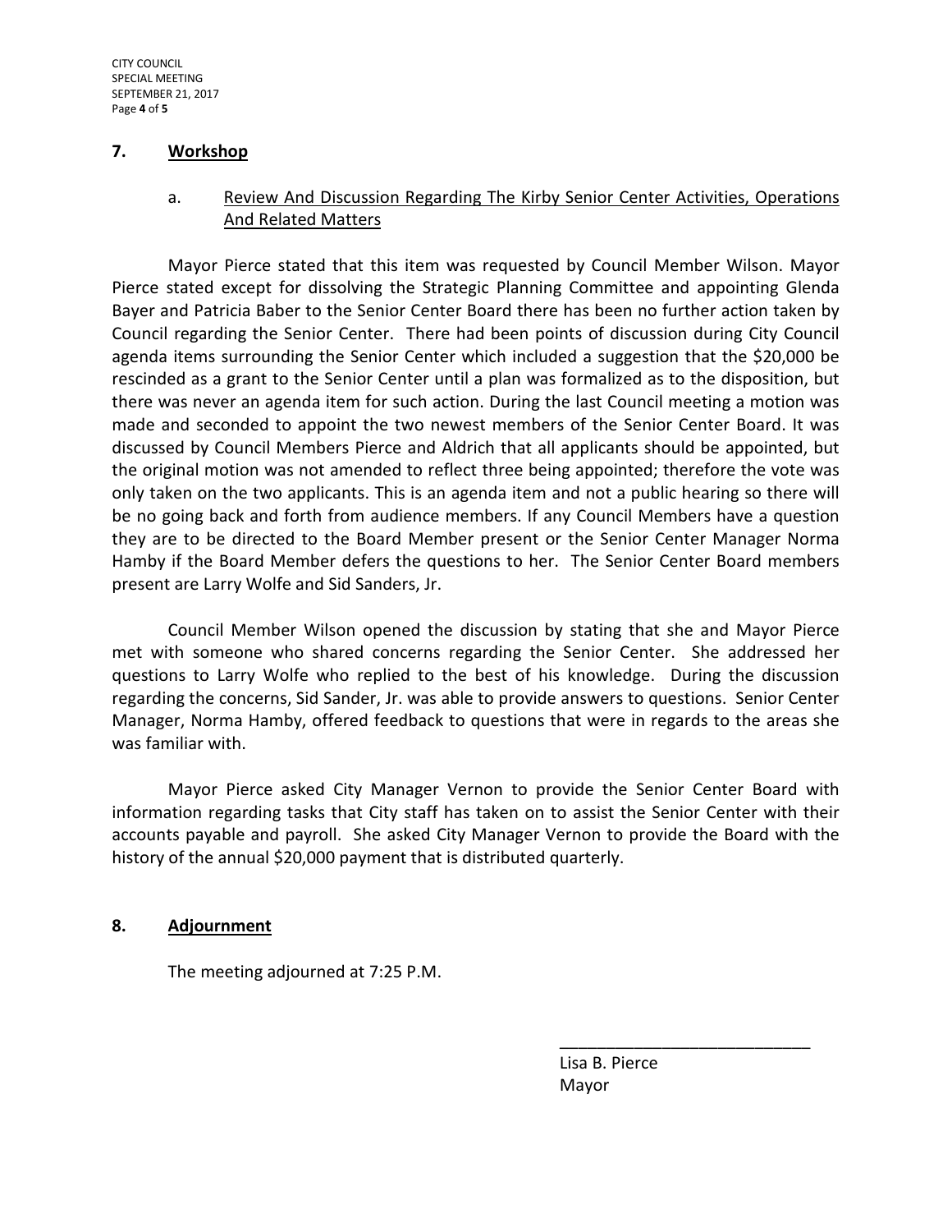## 7. Workshop

### a. Review And Discussion Regarding The Kirby Senior Center Activities, Operations And Related Matters

Mayor Pierce stated that this item was requested by Council Member Wilson. Mayor Pierce stated except for dissolving the Strategic Planning Committee and appointing Glenda Bayer and Patricia Baber to the Senior Center Board there has been no further action taken by Council regarding the Senior Center. There had been points of discussion during City Council agenda items surrounding the Senior Center which included a suggestion that the $20,000 be rescinded as a grant to the Senior Center until a plan was formalized as to the disposition, but there was never an agenda item for such action. During the last Council meeting a motion was made and seconded to appoint the two newest members of the Senior Center Board. It was discussed by Council Members Pierce and Aldrich that all applicants should be appointed, but the original motion was not amended to reflect three being appointed; therefore the vote was only taken on the two applicants. This is an agenda item and not a public hearing so there will be no going back and forth from audience members. If any Council Members have a question they are to be directed to the Board Member present or the Senior Center Manager Norma Hamby if the Board Member defers the questions to her. The Senior Center Board members present are Larry Wolfe and Sid Sanders, Jr.

Council Member Wilson opened the discussion by stating that she and Mayor Pierce met with someone who shared concerns regarding the Senior Center. She addressed her questions to Larry Wolfe who replied to the best of his knowledge. During the discussion regarding the concerns, Sid Sander, Jr. was able to provide answers to questions. Senior Center Manager, Norma Hamby, offered feedback to questions that were in regards to the areas she was familiar with.

Mayor Pierce asked City Manager Vernon to provide the Senior Center Board with information regarding tasks that City staff has taken on to assist the Senior Center with their accounts payable and payroll. She asked City Manager Vernon to provide the Board with the history of the annual $20,000 payment that is distributed quarterly.

## 8. Adjournment

The meeting adjourned at 7:25 P.M.

\_\_\_\_\_\_\_\_\_\_\_\_\_\_\_\_\_\_\_\_\_\_\_\_\_\_\_\_

Lisa B. Pierce
Mayor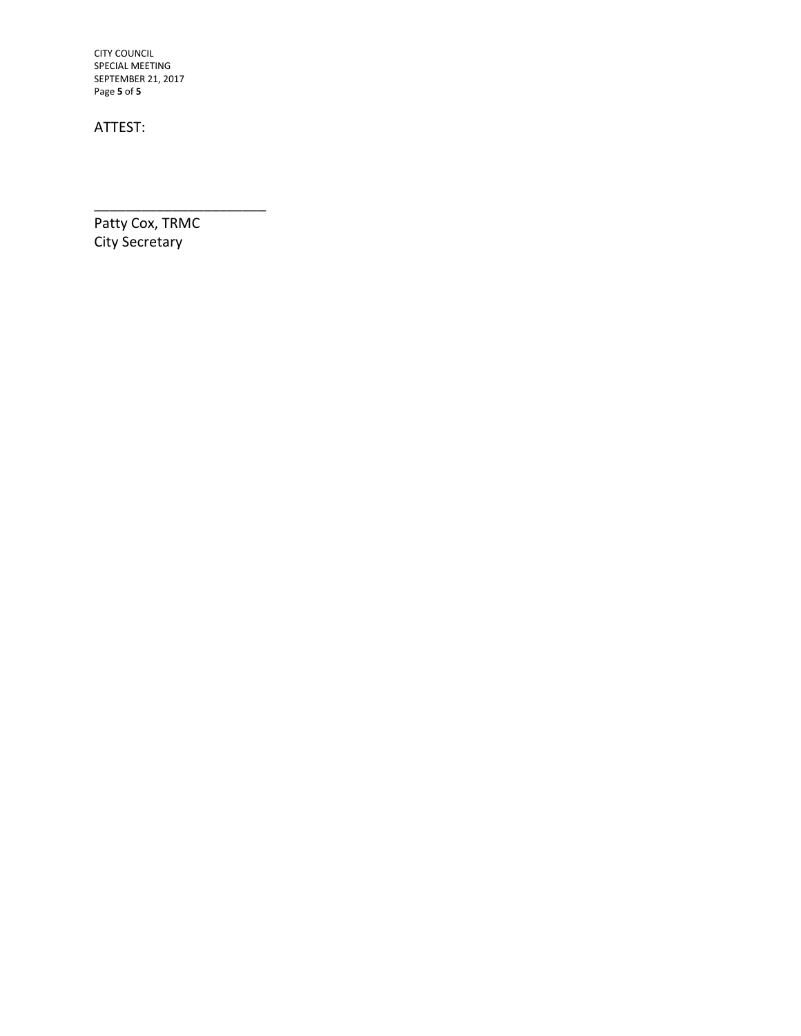ATTEST:

______________________

Patty Cox, TRMC
City Secretary